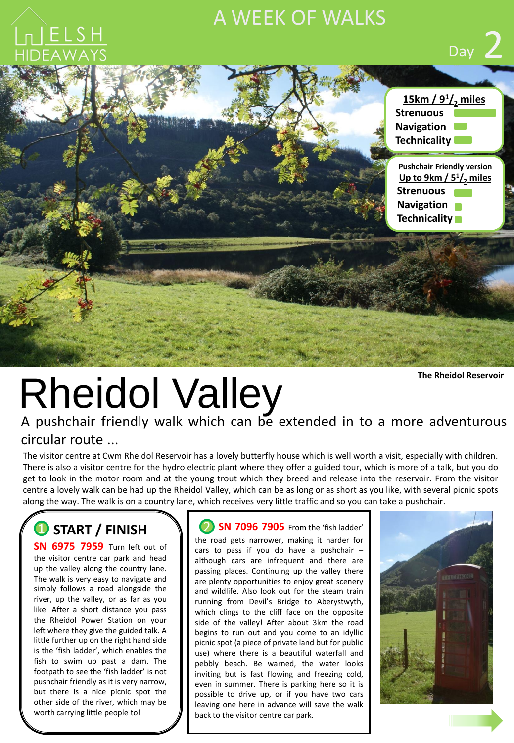WELSH HIDEAWAYS

# A WEEK OF WALKS

Day 2

**15km / 9$^1/_2$ miles**
**Strenuous**
**Navigation**
**Technicality**

**Pushchair Friendly version**
**Up to 9km / 5$^1/_2$ miles**
**Strenuous**
**Navigation**
**Technicality**

**The Rheidol Reservoir**

# Rheidol Valley

A pushchair friendly walk which can be extended in to a more adventurous circular route ...

The visitor centre at Cwm Rheidol Reservoir has a lovely butterfly house which is well worth a visit, especially with children. There is also a visitor centre for the hydro electric plant where they offer a guided tour, which is more of a talk, but you do get to look in the motor room and at the young trout which they breed and release into the reservoir. From the visitor centre a lovely walk can be had up the Rheidol Valley, which can be as long or as short as you like, with several picnic spots along the way. The walk is on a country lane, which receives very little traffic and so you can take a pushchair.

## 1 START / FINISH

**SN 6975 7959** Turn left out of the visitor centre car park and head up the valley along the country lane. The walk is very easy to navigate and simply follows a road alongside the river, up the valley, or as far as you like. After a short distance you pass the Rheidol Power Station on your left where they give the guided talk. A little further up on the right hand side is the 'fish ladder', which enables the fish to swim up past a dam. The footpath to see the 'fish ladder' is not pushchair friendly as it is very narrow, but there is a nice picnic spot the other side of the river, which may be worth carrying little people to!

## 2 SN 7096 7905

From the 'fish ladder' the road gets narrower, making it harder for cars to pass if you do have a pushchair – although cars are infrequent and there are passing places. Continuing up the valley there are plenty opportunities to enjoy great scenery and wildlife. Also look out for the steam train running from Devil's Bridge to Aberystwyth, which clings to the cliff face on the opposite side of the valley! After about 3km the road begins to run out and you come to an idyllic picnic spot (a piece of private land but for public use) where there is a beautiful waterfall and pebbly beach. Be warned, the water looks inviting but is fast flowing and freezing cold, even in summer. There is parking here so it is possible to drive up, or if you have two cars leaving one here in advance will save the walk back to the visitor centre car park.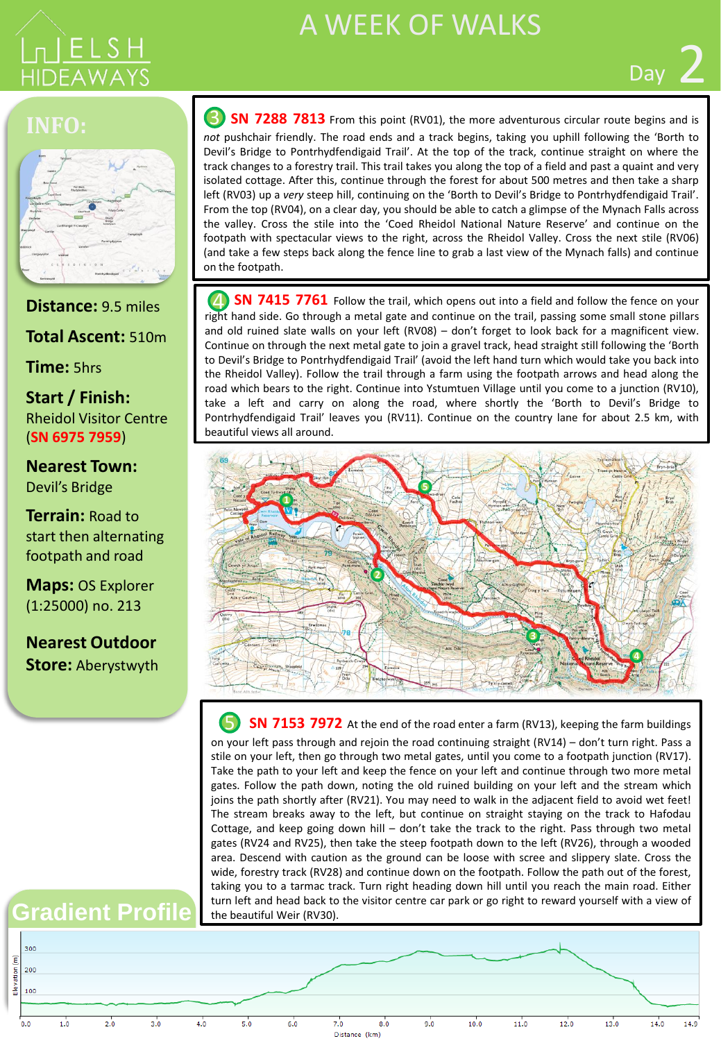# A WEEK OF WALKS

Day 2

## INFO:

**Distance:** 9.5 miles

**Total Ascent:** 510m

**Time:** 5hrs

**Start / Finish:** Rheidol Visitor Centre (SN 6975 7959)

**Nearest Town:** Devil's Bridge

**Terrain:** Road to start then alternating footpath and road

**Maps:** OS Explorer (1:25000) no. 213

**Nearest Outdoor Store:** Aberystwyth

**3 SN 7288 7813** From this point (RV01), the more adventurous circular route begins and is *not* pushchair friendly. The road ends and a track begins, taking you uphill following the 'Borth to Devil's Bridge to Pontrhydfendigaid Trail'. At the top of the track, continue straight on where the track changes to a forestry trail. This trail takes you along the top of a field and past a quaint and very isolated cottage. After this, continue through the forest for about 500 metres and then take a sharp left (RV03) up a *very* steep hill, continuing on the 'Borth to Devil's Bridge to Pontrhydfendigaid Trail'. From the top (RV04), on a clear day, you should be able to catch a glimpse of the Mynach Falls across the valley. Cross the stile into the 'Coed Rheidol National Nature Reserve' and continue on the footpath with spectacular views to the right, across the Rheidol Valley. Cross the next stile (RV06) (and take a few steps back along the fence line to grab a last view of the Mynach falls) and continue on the footpath.

**4 SN 7415 7761** Follow the trail, which opens out into a field and follow the fence on your right hand side. Go through a metal gate and continue on the trail, passing some small stone pillars and old ruined slate walls on your left (RV08) – don't forget to look back for a magnificent view. Continue on through the next metal gate to join a gravel track, head straight still following the 'Borth to Devil's Bridge to Pontrhydfendigaid Trail' (avoid the left hand turn which would take you back into the Rheidol Valley). Follow the trail through a farm using the footpath arrows and head along the road which bears to the right. Continue into Ystumtuen Village until you come to a junction (RV10), take a left and carry on along the road, where shortly the 'Borth to Devil's Bridge to Pontrhydfendigaid Trail' leaves you (RV11). Continue on the country lane for about 2.5 km, with beautiful views all around.

**5 SN 7153 7972** At the end of the road enter a farm (RV13), keeping the farm buildings on your left pass through and rejoin the road continuing straight (RV14) – don't turn right. Pass a stile on your left, then go through two metal gates, until you come to a footpath junction (RV17). Take the path to your left and keep the fence on your left and continue through two more metal gates. Follow the path down, noting the old ruined building on your left and the stream which joins the path shortly after (RV21). You may need to walk in the adjacent field to avoid wet feet! The stream breaks away to the left, but continue on straight staying on the track to Hafodau Cottage, and keep going down hill – don't take the track to the right. Pass through two metal gates (RV24 and RV25), then take the steep footpath down to the left (RV26), through a wooded area. Descend with caution as the ground can be loose with scree and slippery slate. Cross the wide, forestry track (RV28) and continue down on the footpath. Follow the path out of the forest, taking you to a tarmac track. Turn right heading down hill until you reach the main road. Either turn left and head back to the visitor centre car park or go right to reward yourself with a view of the beautiful Weir (RV30).

## Gradient Profile

Elevation (m)
300
200
100
0.0 1.0 2.0 3.0 4.0 5.0 6.0 7.0 8.0 9.0 10.0 11.0 12.0 13.0 14.0 14.9
Distance (km)